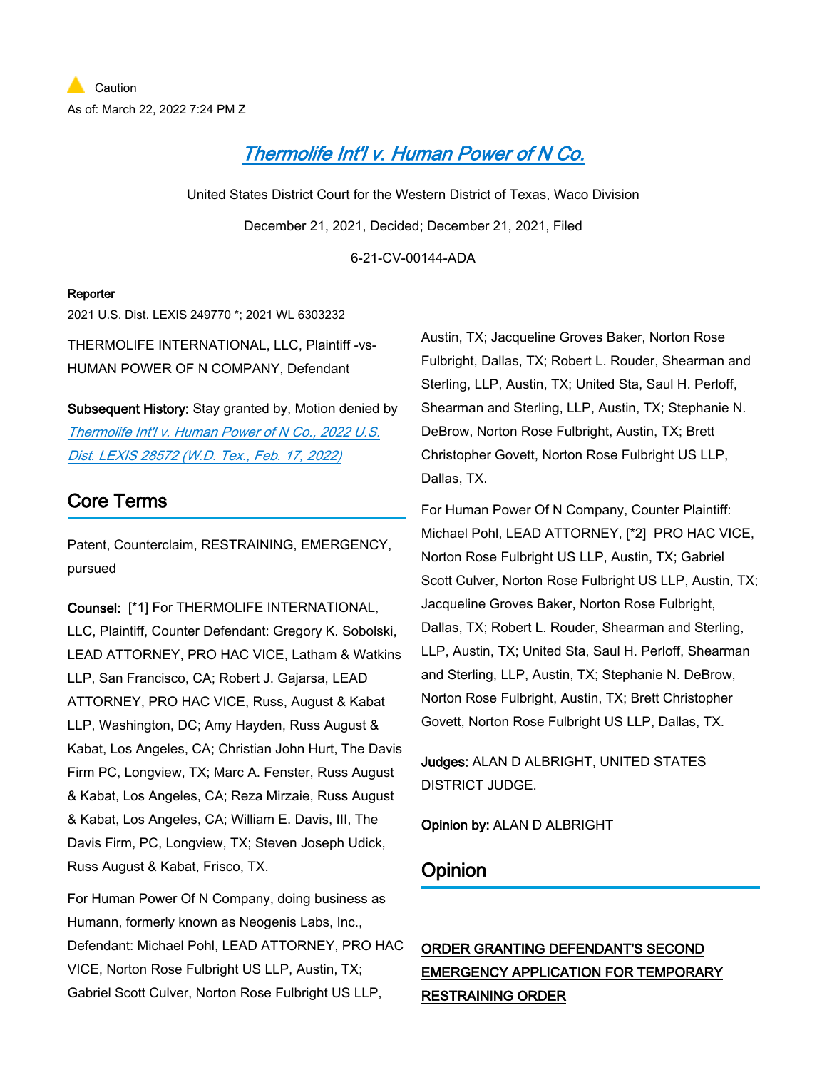Caution

As of: March 22, 2022 7:24 PM Z

# Thermolife Int'l v. Human Power of N Co.

United States District Court for the Western District of Texas, Waco Division

December 21, 2021, Decided; December 21, 2021, Filed

6-21-CV-00144-ADA

**Reporter**

2021 U.S. Dist. LEXIS 249770 *; 2021 WL 6303232

THERMOLIFE INTERNATIONAL, LLC, Plaintiff -vs- HUMAN POWER OF N COMPANY, Defendant

**Subsequent History:** Stay granted by, Motion denied by *Thermolife Int'l v. Human Power of N Co., 2022 U.S. Dist. LEXIS 28572 (W.D. Tex., Feb. 17, 2022)*

## Core Terms

Patent, Counterclaim, RESTRAINING, EMERGENCY, pursued

**Counsel:** [*1] For THERMOLIFE INTERNATIONAL, LLC, Plaintiff, Counter Defendant: Gregory K. Sobolski, LEAD ATTORNEY, PRO HAC VICE, Latham & Watkins LLP, San Francisco, CA; Robert J. Gajarsa, LEAD ATTORNEY, PRO HAC VICE, Russ, August & Kabat LLP, Washington, DC; Amy Hayden, Russ August & Kabat, Los Angeles, CA; Christian John Hurt, The Davis Firm PC, Longview, TX; Marc A. Fenster, Russ August & Kabat, Los Angeles, CA; Reza Mirzaie, Russ August & Kabat, Los Angeles, CA; William E. Davis, III, The Davis Firm, PC, Longview, TX; Steven Joseph Udick, Russ August & Kabat, Frisco, TX.

For Human Power Of N Company, doing business as Humann, formerly known as Neogenis Labs, Inc., Defendant: Michael Pohl, LEAD ATTORNEY, PRO HAC VICE, Norton Rose Fulbright US LLP, Austin, TX; Gabriel Scott Culver, Norton Rose Fulbright US LLP, Austin, TX; Jacqueline Groves Baker, Norton Rose Fulbright, Dallas, TX; Robert L. Rouder, Shearman and Sterling, LLP, Austin, TX; United Sta, Saul H. Perloff, Shearman and Sterling, LLP, Austin, TX; Stephanie N. DeBrow, Norton Rose Fulbright, Austin, TX; Brett Christopher Govett, Norton Rose Fulbright US LLP, Dallas, TX.

For Human Power Of N Company, Counter Plaintiff: Michael Pohl, LEAD ATTORNEY, [*2] PRO HAC VICE, Norton Rose Fulbright US LLP, Austin, TX; Gabriel Scott Culver, Norton Rose Fulbright US LLP, Austin, TX; Jacqueline Groves Baker, Norton Rose Fulbright, Dallas, TX; Robert L. Rouder, Shearman and Sterling, LLP, Austin, TX; United Sta, Saul H. Perloff, Shearman and Sterling, LLP, Austin, TX; Stephanie N. DeBrow, Norton Rose Fulbright, Austin, TX; Brett Christopher Govett, Norton Rose Fulbright US LLP, Dallas, TX.

**Judges:** ALAN D ALBRIGHT, UNITED STATES DISTRICT JUDGE.

**Opinion by:** ALAN D ALBRIGHT

## Opinion

ORDER GRANTING DEFENDANT'S SECOND EMERGENCY APPLICATION FOR TEMPORARY RESTRAINING ORDER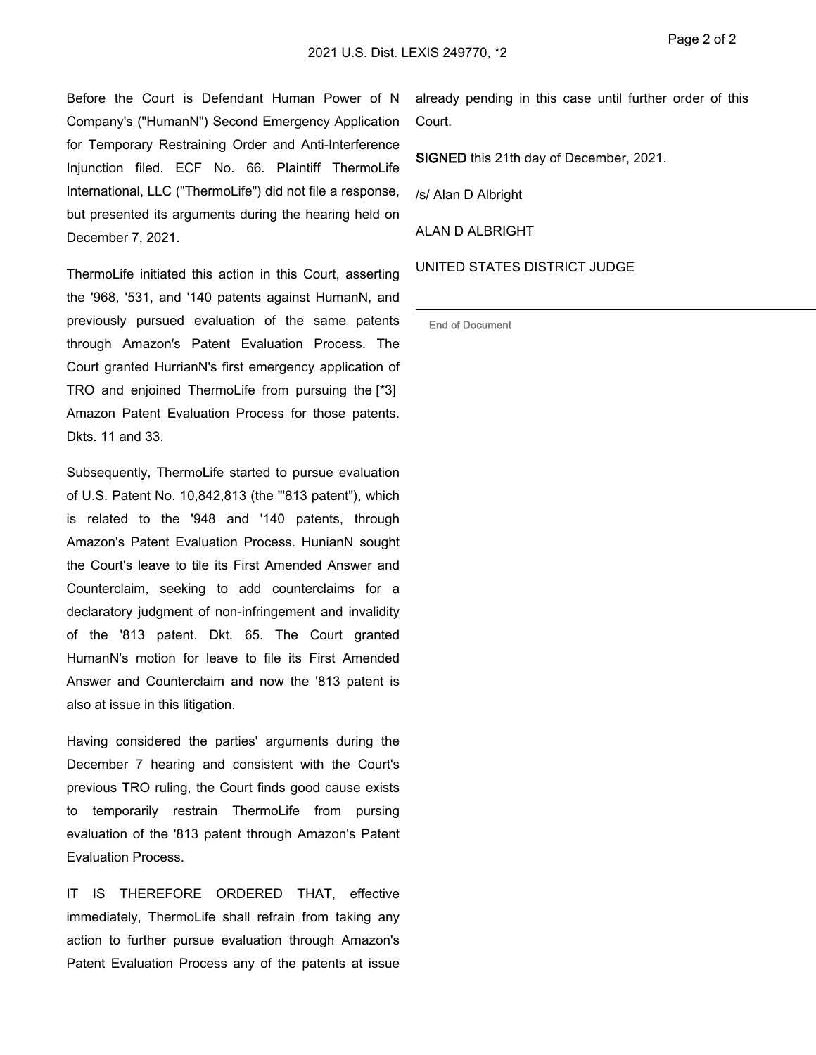Before the Court is Defendant Human Power of N Company's ("HumanN") Second Emergency Application for Temporary Restraining Order and Anti-Interference Injunction filed. ECF No. 66. Plaintiff ThermoLife International, LLC ("ThermoLife") did not file a response, but presented its arguments during the hearing held on December 7, 2021.

ThermoLife initiated this action in this Court, asserting the '968, '531, and '140 patents against HumanN, and previously pursued evaluation of the same patents through Amazon's Patent Evaluation Process. The Court granted HurrianN's first emergency application of TRO and enjoined ThermoLife from pursuing the [*3] Amazon Patent Evaluation Process for those patents. Dkts. 11 and 33.

Subsequently, ThermoLife started to pursue evaluation of U.S. Patent No. 10,842,813 (the "'813 patent"), which is related to the '948 and '140 patents, through Amazon's Patent Evaluation Process. HunianN sought the Court's leave to tile its First Amended Answer and Counterclaim, seeking to add counterclaims for a declaratory judgment of non-infringement and invalidity of the '813 patent. Dkt. 65. The Court granted HumanN's motion for leave to file its First Amended Answer and Counterclaim and now the '813 patent is also at issue in this litigation.

Having considered the parties' arguments during the December 7 hearing and consistent with the Court's previous TRO ruling, the Court finds good cause exists to temporarily restrain ThermoLife from pursing evaluation of the '813 patent through Amazon's Patent Evaluation Process.

IT IS THEREFORE ORDERED THAT, effective immediately, ThermoLife shall refrain from taking any action to further pursue evaluation through Amazon's Patent Evaluation Process any of the patents at issue already pending in this case until further order of this Court.

**SIGNED** this 21th day of December, 2021.

/s/ Alan D Albright

ALAN D ALBRIGHT

UNITED STATES DISTRICT JUDGE

---

End of Document